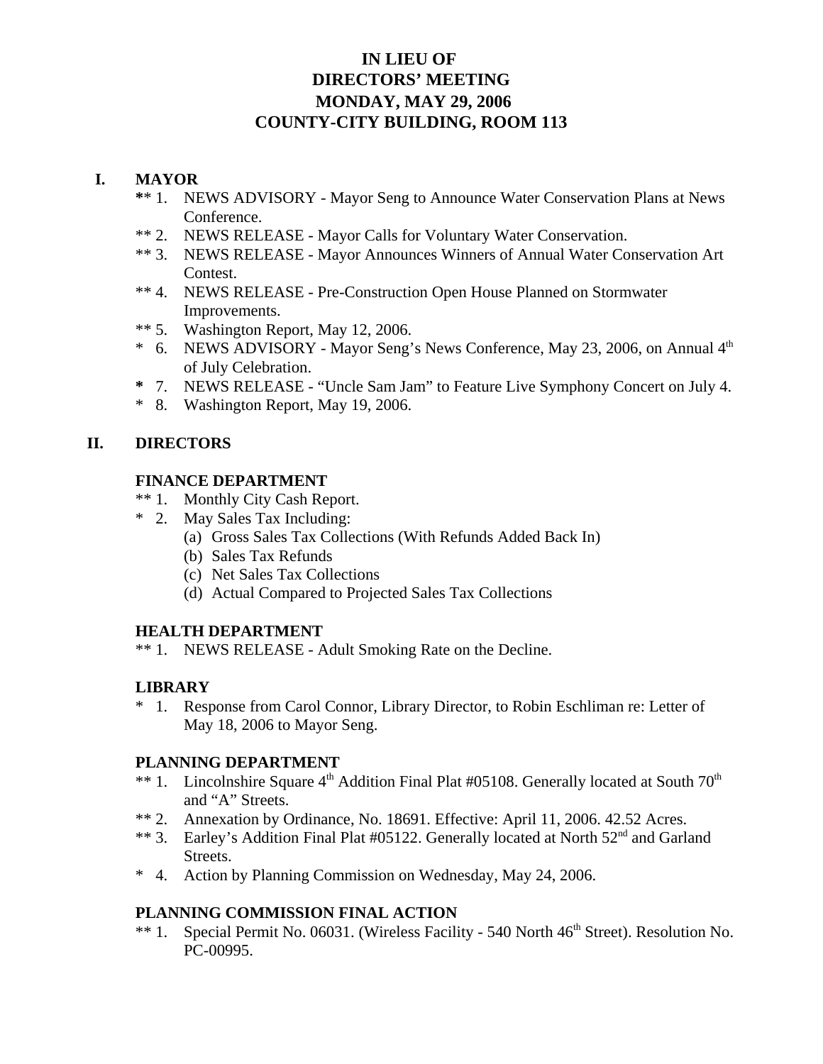# IN LIEU OF
# DIRECTORS' MEETING
# MONDAY, MAY 29, 2006
# COUNTY-CITY BUILDING, ROOM 113

## I. MAYOR

** 1. NEWS ADVISORY - Mayor Seng to Announce Water Conservation Plans at News Conference.

** 2. NEWS RELEASE - Mayor Calls for Voluntary Water Conservation.

** 3. NEWS RELEASE - Mayor Announces Winners of Annual Water Conservation Art Contest.

** 4. NEWS RELEASE - Pre-Construction Open House Planned on Stormwater Improvements.

** 5. Washington Report, May 12, 2006.

* 6. NEWS ADVISORY - Mayor Seng's News Conference, May 23, 2006, on Annual 4th of July Celebration.

* 7. NEWS RELEASE - "Uncle Sam Jam" to Feature Live Symphony Concert on July 4.

* 8. Washington Report, May 19, 2006.

## II. DIRECTORS

### FINANCE DEPARTMENT

** 1. Monthly City Cash Report.

* 2. May Sales Tax Including:
   - (a) Gross Sales Tax Collections (With Refunds Added Back In)
   - (b) Sales Tax Refunds
   - (c) Net Sales Tax Collections
   - (d) Actual Compared to Projected Sales Tax Collections

### HEALTH DEPARTMENT

** 1. NEWS RELEASE - Adult Smoking Rate on the Decline.

### LIBRARY

* 1. Response from Carol Connor, Library Director, to Robin Eschliman re: Letter of May 18, 2006 to Mayor Seng.

### PLANNING DEPARTMENT

** 1. Lincolnshire Square 4th Addition Final Plat #05108. Generally located at South 70th and "A" Streets.

** 2. Annexation by Ordinance, No. 18691. Effective: April 11, 2006. 42.52 Acres.

** 3. Earley's Addition Final Plat #05122. Generally located at North 52nd and Garland Streets.

* 4. Action by Planning Commission on Wednesday, May 24, 2006.

### PLANNING COMMISSION FINAL ACTION

** 1. Special Permit No. 06031. (Wireless Facility - 540 North 46th Street). Resolution No. PC-00995.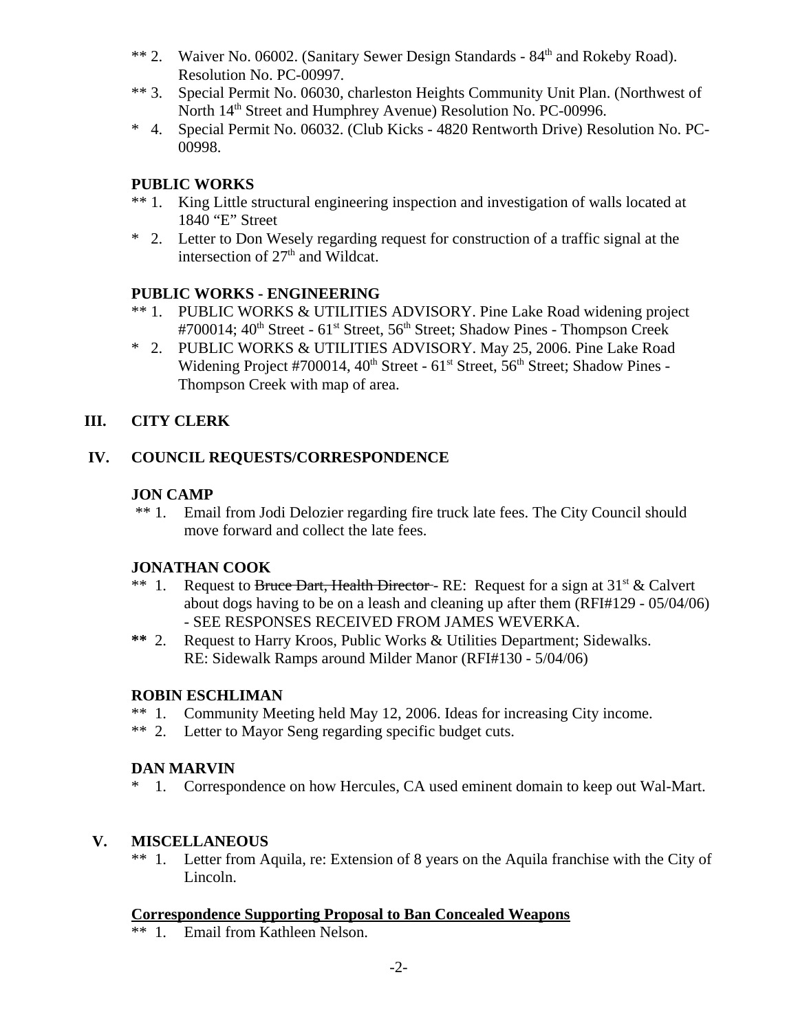** 2. Waiver No. 06002. (Sanitary Sewer Design Standards - 84th and Rokeby Road). Resolution No. PC-00997.

** 3. Special Permit No. 06030, charleston Heights Community Unit Plan. (Northwest of North 14th Street and Humphrey Avenue) Resolution No. PC-00996.

* 4. Special Permit No. 06032. (Club Kicks - 4820 Rentworth Drive) Resolution No. PC-00998.

**PUBLIC WORKS**

** 1. King Little structural engineering inspection and investigation of walls located at 1840 "E" Street

* 2. Letter to Don Wesely regarding request for construction of a traffic signal at the intersection of 27th and Wildcat.

**PUBLIC WORKS - ENGINEERING**

** 1. PUBLIC WORKS & UTILITIES ADVISORY. Pine Lake Road widening project #700014; 40th Street - 61st Street, 56th Street; Shadow Pines - Thompson Creek

* 2. PUBLIC WORKS & UTILITIES ADVISORY. May 25, 2006. Pine Lake Road Widening Project #700014, 40th Street - 61st Street, 56th Street; Shadow Pines - Thompson Creek with map of area.

## III. CITY CLERK

## IV. COUNCIL REQUESTS/CORRESPONDENCE

**JON CAMP**

** 1. Email from Jodi Delozier regarding fire truck late fees. The City Council should move forward and collect the late fees.

**JONATHAN COOK**

** 1. Request to ~~Bruce Dart, Health Director~~ - RE: Request for a sign at 31st & Calvert about dogs having to be on a leash and cleaning up after them (RFI#129 - 05/04/06) - SEE RESPONSES RECEIVED FROM JAMES WEVERKA.

** 2. Request to Harry Kroos, Public Works & Utilities Department; Sidewalks. RE: Sidewalk Ramps around Milder Manor (RFI#130 - 5/04/06)

**ROBIN ESCHLIMAN**

** 1. Community Meeting held May 12, 2006. Ideas for increasing City income.

** 2. Letter to Mayor Seng regarding specific budget cuts.

**DAN MARVIN**

* 1. Correspondence on how Hercules, CA used eminent domain to keep out Wal-Mart.

## V. MISCELLANEOUS

** 1. Letter from Aquila, re: Extension of 8 years on the Aquila franchise with the City of Lincoln.

**Correspondence Supporting Proposal to Ban Concealed Weapons**

** 1. Email from Kathleen Nelson.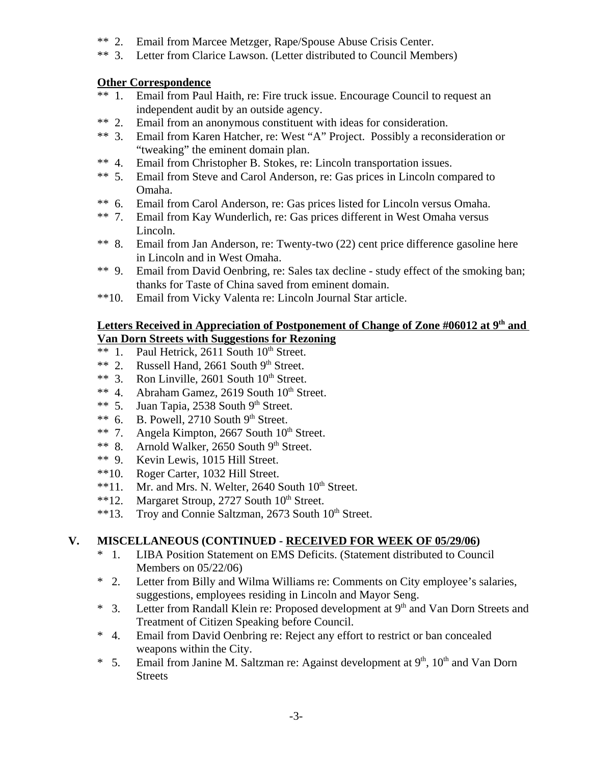** 2. Email from Marcee Metzger, Rape/Spouse Abuse Crisis Center.
** 3. Letter from Clarice Lawson. (Letter distributed to Council Members)

**Other Correspondence**

** 1. Email from Paul Haith, re: Fire truck issue. Encourage Council to request an independent audit by an outside agency.
** 2. Email from an anonymous constituent with ideas for consideration.
** 3. Email from Karen Hatcher, re: West "A" Project. Possibly a reconsideration or "tweaking" the eminent domain plan.
** 4. Email from Christopher B. Stokes, re: Lincoln transportation issues.
** 5. Email from Steve and Carol Anderson, re: Gas prices in Lincoln compared to Omaha.
** 6. Email from Carol Anderson, re: Gas prices listed for Lincoln versus Omaha.
** 7. Email from Kay Wunderlich, re: Gas prices different in West Omaha versus Lincoln.
** 8. Email from Jan Anderson, re: Twenty-two (22) cent price difference gasoline here in Lincoln and in West Omaha.
** 9. Email from David Oenbring, re: Sales tax decline - study effect of the smoking ban; thanks for Taste of China saved from eminent domain.
**10. Email from Vicky Valenta re: Lincoln Journal Star article.

**Letters Received in Appreciation of Postponement of Change of Zone #06012 at 9th and Van Dorn Streets with Suggestions for Rezoning**

** 1. Paul Hetrick, 2611 South 10th Street.
** 2. Russell Hand, 2661 South 9th Street.
** 3. Ron Linville, 2601 South 10th Street.
** 4. Abraham Gamez, 2619 South 10th Street.
** 5. Juan Tapia, 2538 South 9th Street.
** 6. B. Powell, 2710 South 9th Street.
** 7. Angela Kimpton, 2667 South 10th Street.
** 8. Arnold Walker, 2650 South 9th Street.
** 9. Kevin Lewis, 1015 Hill Street.
**10. Roger Carter, 1032 Hill Street.
**11. Mr. and Mrs. N. Welter, 2640 South 10th Street.
**12. Margaret Stroup, 2727 South 10th Street.
**13. Troy and Connie Saltzman, 2673 South 10th Street.

## V. MISCELLANEOUS (CONTINUED - RECEIVED FOR WEEK OF 05/29/06)

* 1. LIBA Position Statement on EMS Deficits. (Statement distributed to Council Members on 05/22/06)
* 2. Letter from Billy and Wilma Williams re: Comments on City employee's salaries, suggestions, employees residing in Lincoln and Mayor Seng.
* 3. Letter from Randall Klein re: Proposed development at 9th and Van Dorn Streets and Treatment of Citizen Speaking before Council.
* 4. Email from David Oenbring re: Reject any effort to restrict or ban concealed weapons within the City.
* 5. Email from Janine M. Saltzman re: Against development at 9th, 10th and Van Dorn Streets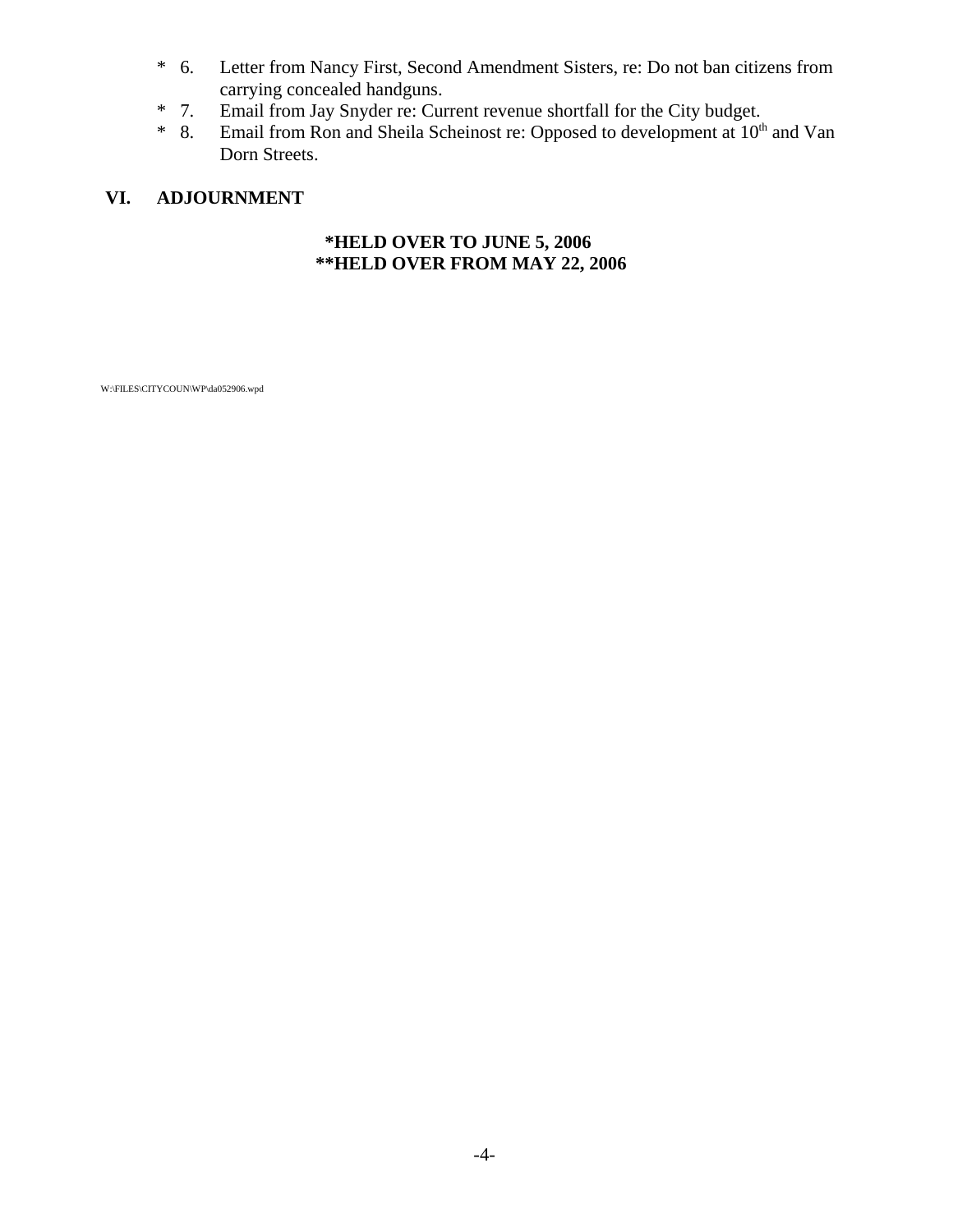\* 6. Letter from Nancy First, Second Amendment Sisters, re: Do not ban citizens from carrying concealed handguns.

\* 7. Email from Jay Snyder re: Current revenue shortfall for the City budget.

\* 8. Email from Ron and Sheila Scheinost re: Opposed to development at 10th and Van Dorn Streets.

## VI. ADJOURNMENT

**\*HELD OVER TO JUNE 5, 2006**

**\*\*HELD OVER FROM MAY 22, 2006**

W:\FILES\CITYCOUN\WP\da052906.wpd